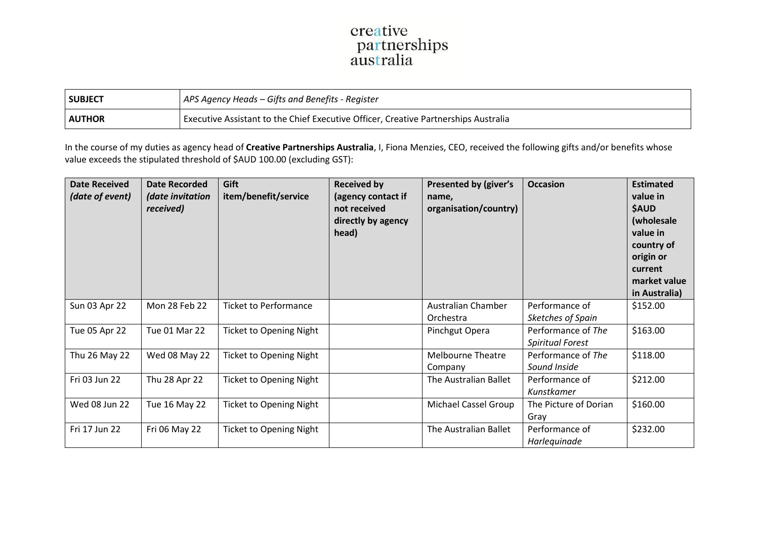creative partnerships australia

| **SUBJECT** | *APS Agency Heads – Gifts and Benefits - Register* |
|---|---|
| **AUTHOR** | Executive Assistant to the Chief Executive Officer, Creative Partnerships Australia |

In the course of my duties as agency head of **Creative Partnerships Australia**, I, Fiona Menzies, CEO, received the following gifts and/or benefits whose value exceeds the stipulated threshold of $AUD 100.00 (excluding GST):

| **Date Received** ***(date of event)*** | **Date Recorded** ***(date invitation received)*** | **Gift item/benefit/service** | **Received by (agency contact if not received directly by agency head)** | **Presented by (giver's name, organisation/country)** | **Occasion** | **Estimated value in $AUD (wholesale value in country of origin or current market value in Australia)** |
|---|---|---|---|---|---|---|
| Sun 03 Apr 22 | Mon 28 Feb 22 | Ticket to Performance | | Australian Chamber Orchestra | Performance of *Sketches of Spain* | $152.00 |
| Tue 05 Apr 22 | Tue 01 Mar 22 | Ticket to Opening Night | | Pinchgut Opera | Performance of *The Spiritual Forest* | $163.00 |
| Thu 26 May 22 | Wed 08 May 22 | Ticket to Opening Night | | Melbourne Theatre Company | Performance of *The Sound Inside* | $118.00 |
| Fri 03 Jun 22 | Thu 28 Apr 22 | Ticket to Opening Night | | The Australian Ballet | Performance of *Kunstkamer* | $212.00 |
| Wed 08 Jun 22 | Tue 16 May 22 | Ticket to Opening Night | | Michael Cassel Group | The Picture of Dorian Gray | $160.00 |
| Fri 17 Jun 22 | Fri 06 May 22 | Ticket to Opening Night | | The Australian Ballet | Performance of *Harlequinade* | $232.00 |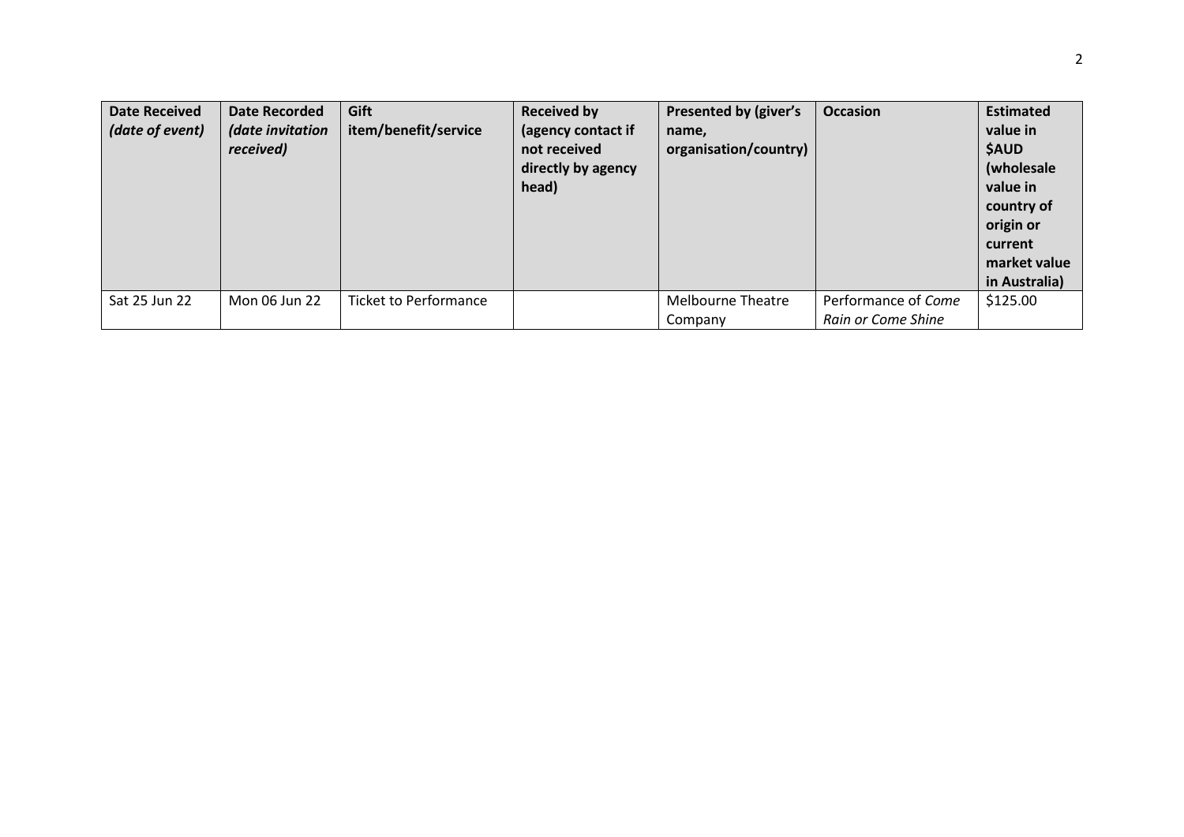| **Date Received** ***(date of event)*** | **Date Recorded** ***(date invitation received)*** | **Gift item/benefit/service** | **Received by (agency contact if not received directly by agency head)** | **Presented by (giver's name, organisation/country)** | **Occasion** | **Estimated value in $AUD (wholesale value in country of origin or current market value in Australia)** |
|---|---|---|---|---|---|---|
| Sat 25 Jun 22 | Mon 06 Jun 22 | Ticket to Performance | | Melbourne Theatre Company | Performance of *Come Rain or Come Shine* | $125.00 |